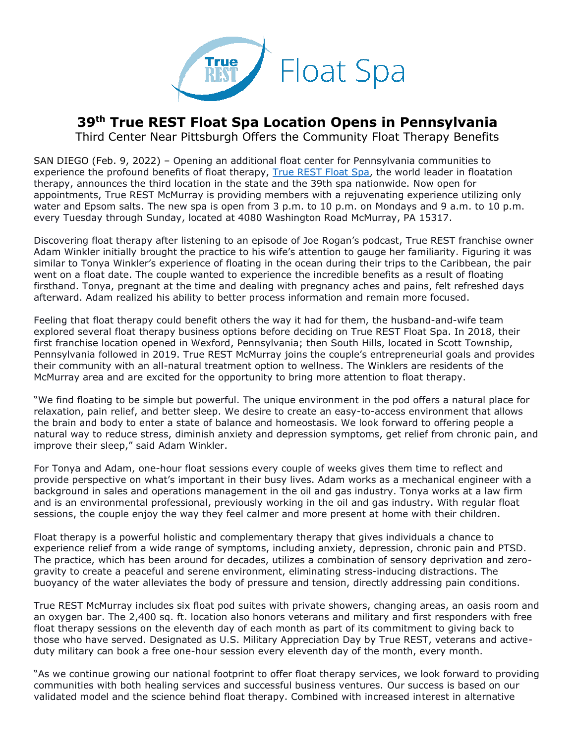# 39th True REST Float Spa Location Opens in Pennsylvania

Third Center Near Pittsburgh Offers the Community Float Therapy Benefits

SAN DIEGO (Feb. 9, 2022) – Opening an additional float center for Pennsylvania communities to experience the profound benefits of float therapy, True REST Float Spa, the world leader in floatation therapy, announces the third location in the state and the 39th spa nationwide. Now open for appointments, True REST McMurray is providing members with a rejuvenating experience utilizing only water and Epsom salts. The new spa is open from 3 p.m. to 10 p.m. on Mondays and 9 a.m. to 10 p.m. every Tuesday through Sunday, located at 4080 Washington Road McMurray, PA 15317.

Discovering float therapy after listening to an episode of Joe Rogan's podcast, True REST franchise owner Adam Winkler initially brought the practice to his wife's attention to gauge her familiarity. Figuring it was similar to Tonya Winkler's experience of floating in the ocean during their trips to the Caribbean, the pair went on a float date. The couple wanted to experience the incredible benefits as a result of floating firsthand. Tonya, pregnant at the time and dealing with pregnancy aches and pains, felt refreshed days afterward. Adam realized his ability to better process information and remain more focused.

Feeling that float therapy could benefit others the way it had for them, the husband-and-wife team explored several float therapy business options before deciding on True REST Float Spa. In 2018, their first franchise location opened in Wexford, Pennsylvania; then South Hills, located in Scott Township, Pennsylvania followed in 2019. True REST McMurray joins the couple's entrepreneurial goals and provides their community with an all-natural treatment option to wellness. The Winklers are residents of the McMurray area and are excited for the opportunity to bring more attention to float therapy.

"We find floating to be simple but powerful. The unique environment in the pod offers a natural place for relaxation, pain relief, and better sleep. We desire to create an easy-to-access environment that allows the brain and body to enter a state of balance and homeostasis. We look forward to offering people a natural way to reduce stress, diminish anxiety and depression symptoms, get relief from chronic pain, and improve their sleep," said Adam Winkler.

For Tonya and Adam, one-hour float sessions every couple of weeks gives them time to reflect and provide perspective on what's important in their busy lives. Adam works as a mechanical engineer with a background in sales and operations management in the oil and gas industry. Tonya works at a law firm and is an environmental professional, previously working in the oil and gas industry. With regular float sessions, the couple enjoy the way they feel calmer and more present at home with their children.

Float therapy is a powerful holistic and complementary therapy that gives individuals a chance to experience relief from a wide range of symptoms, including anxiety, depression, chronic pain and PTSD. The practice, which has been around for decades, utilizes a combination of sensory deprivation and zero-gravity to create a peaceful and serene environment, eliminating stress-inducing distractions. The buoyancy of the water alleviates the body of pressure and tension, directly addressing pain conditions.

True REST McMurray includes six float pod suites with private showers, changing areas, an oasis room and an oxygen bar. The 2,400 sq. ft. location also honors veterans and military and first responders with free float therapy sessions on the eleventh day of each month as part of its commitment to giving back to those who have served. Designated as U.S. Military Appreciation Day by True REST, veterans and active-duty military can book a free one-hour session every eleventh day of the month, every month.

"As we continue growing our national footprint to offer float therapy services, we look forward to providing communities with both healing services and successful business ventures. Our success is based on our validated model and the science behind float therapy. Combined with increased interest in alternative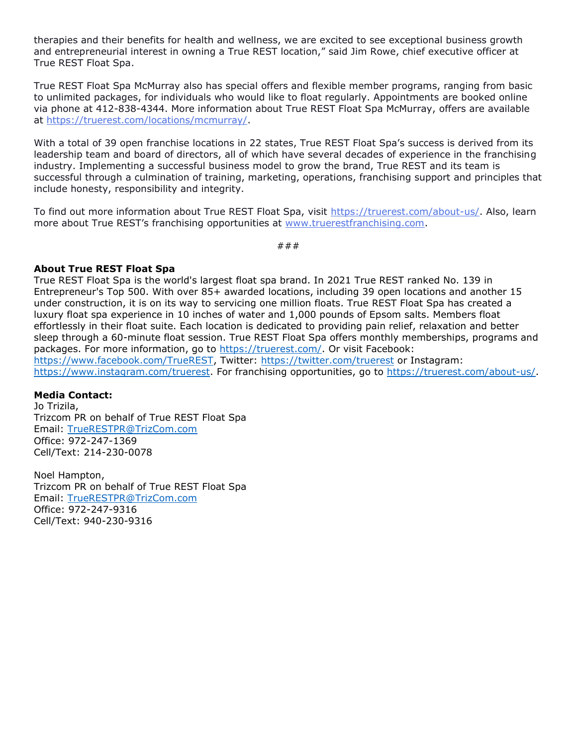therapies and their benefits for health and wellness, we are excited to see exceptional business growth and entrepreneurial interest in owning a True REST location," said Jim Rowe, chief executive officer at True REST Float Spa.

True REST Float Spa McMurray also has special offers and flexible member programs, ranging from basic to unlimited packages, for individuals who would like to float regularly. Appointments are booked online via phone at 412-838-4344. More information about True REST Float Spa McMurray, offers are available at [https://truerest.com/locations/mcmurray/](https://truerest.com/locations/mcmurray/).

With a total of 39 open franchise locations in 22 states, True REST Float Spa's success is derived from its leadership team and board of directors, all of which have several decades of experience in the franchising industry. Implementing a successful business model to grow the brand, True REST and its team is successful through a culmination of training, marketing, operations, franchising support and principles that include honesty, responsibility and integrity.

To find out more information about True REST Float Spa, visit [https://truerest.com/about-us/](https://truerest.com/about-us/). Also, learn more about True REST's franchising opportunities at [www.truerestfranchising.com](www.truerestfranchising.com).

###

**About True REST Float Spa**
True REST Float Spa is the world's largest float spa brand. In 2021 True REST ranked No. 139 in Entrepreneur's Top 500. With over 85+ awarded locations, including 39 open locations and another 15 under construction, it is on its way to servicing one million floats. True REST Float Spa has created a luxury float spa experience in 10 inches of water and 1,000 pounds of Epsom salts. Members float effortlessly in their float suite. Each location is dedicated to providing pain relief, relaxation and better sleep through a 60-minute float session. True REST Float Spa offers monthly memberships, programs and packages. For more information, go to [https://truerest.com/](https://truerest.com/). Or visit Facebook: [https://www.facebook.com/TrueREST](https://www.facebook.com/TrueREST), Twitter: [https://twitter.com/truerest](https://twitter.com/truerest) or Instagram: [https://www.instagram.com/truerest](https://www.instagram.com/truerest). For franchising opportunities, go to [https://truerest.com/about-us/](https://truerest.com/about-us/).

**Media Contact:**
Jo Trizila,
Trizcom PR on behalf of True REST Float Spa
Email: [TrueRESTPR@TrizCom.com](mailto:TrueRESTPR@TrizCom.com)
Office: 972-247-1369
Cell/Text: 214-230-0078

Noel Hampton,
Trizcom PR on behalf of True REST Float Spa
Email: [TrueRESTPR@TrizCom.com](mailto:TrueRESTPR@TrizCom.com)
Office: 972-247-9316
Cell/Text: 940-230-9316